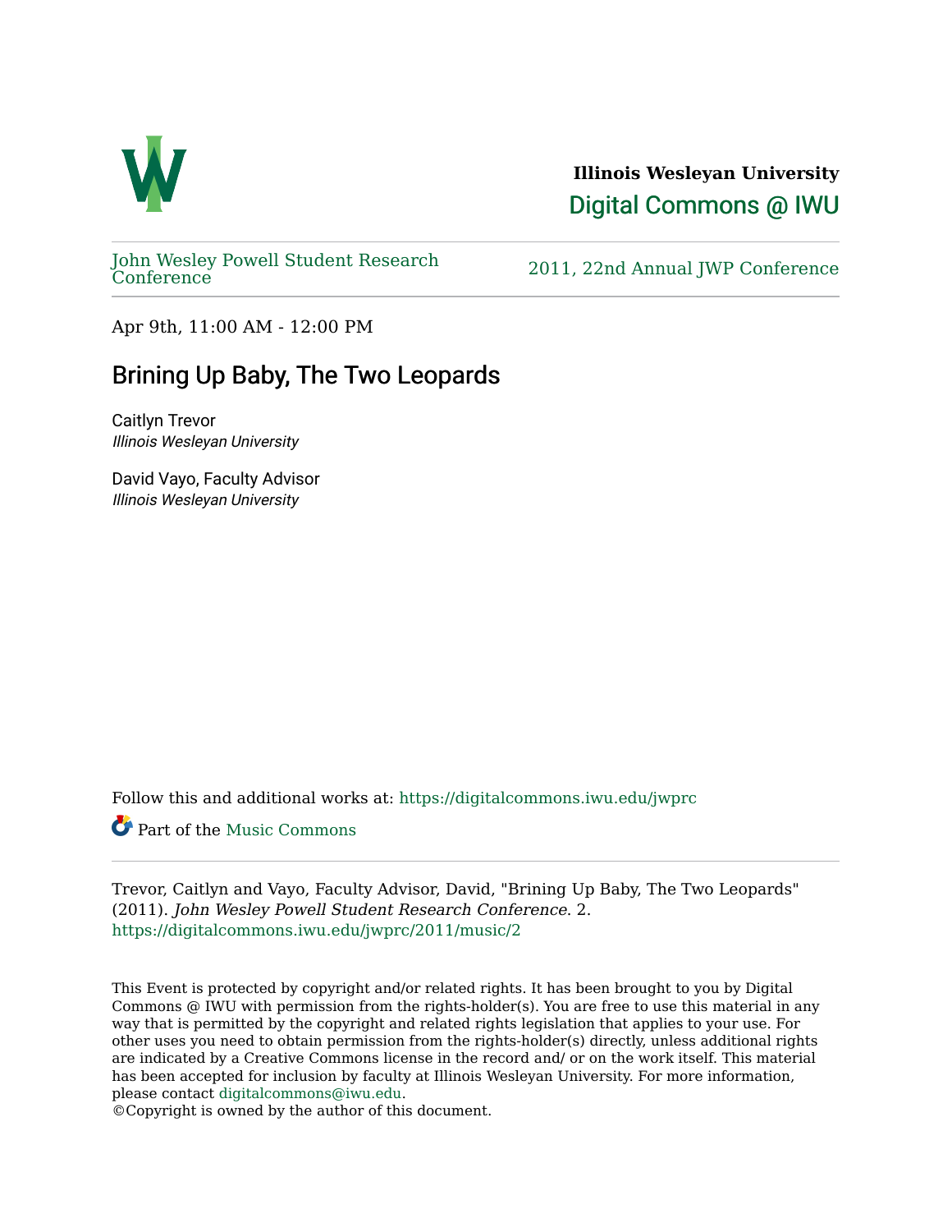**Illinois Wesleyan University**

Digital Commons @ IWU

John Wesley Powell Student Research Conference

2011, 22nd Annual JWP Conference

Apr 9th, 11:00 AM - 12:00 PM

# Brining Up Baby, The Two Leopards

Caitlyn Trevor
*Illinois Wesleyan University*

David Vayo, Faculty Advisor
*Illinois Wesleyan University*

Follow this and additional works at: https://digitalcommons.iwu.edu/jwprc

Part of the Music Commons

Trevor, Caitlyn and Vayo, Faculty Advisor, David, "Brining Up Baby, The Two Leopards" (2011). *John Wesley Powell Student Research Conference*. 2.
https://digitalcommons.iwu.edu/jwprc/2011/music/2

This Event is protected by copyright and/or related rights. It has been brought to you by Digital Commons @ IWU with permission from the rights-holder(s). You are free to use this material in any way that is permitted by the copyright and related rights legislation that applies to your use. For other uses you need to obtain permission from the rights-holder(s) directly, unless additional rights are indicated by a Creative Commons license in the record and/ or on the work itself. This material has been accepted for inclusion by faculty at Illinois Wesleyan University. For more information, please contact digitalcommons@iwu.edu.
©Copyright is owned by the author of this document.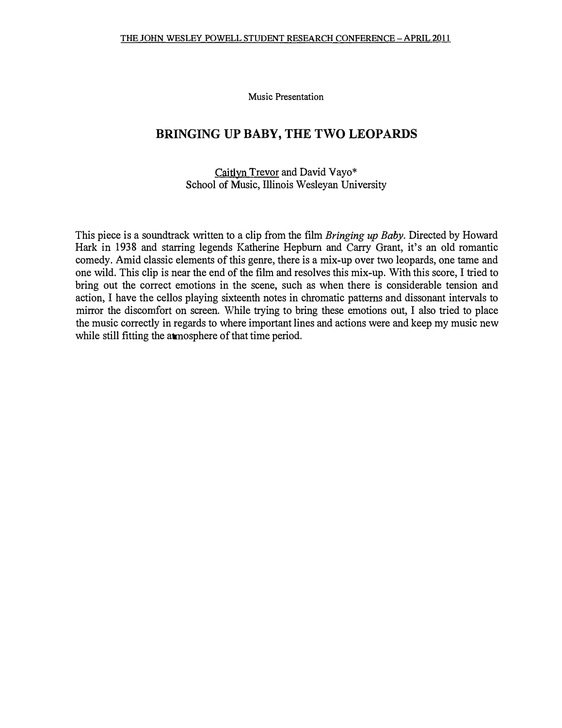Music Presentation

# BRINGING UP BABY, THE TWO LEOPARDS

Caitlyn Trevor and David Vayo*
School of Music, Illinois Wesleyan University

This piece is a soundtrack written to a clip from the film *Bringing up Baby.* Directed by Howard Hark in 1938 and starring legends Katherine Hepburn and Carry Grant, it's an old romantic comedy. Amid classic elements of this genre, there is a mix-up over two leopards, one tame and one wild. This clip is near the end of the film and resolves this mix-up. With this score, I tried to bring out the correct emotions in the scene, such as when there is considerable tension and action, I have the cellos playing sixteenth notes in chromatic patterns and dissonant intervals to mirror the discomfort on screen. While trying to bring these emotions out, I also tried to place the music correctly in regards to where important lines and actions were and keep my music new while still fitting the atmosphere of that time period.